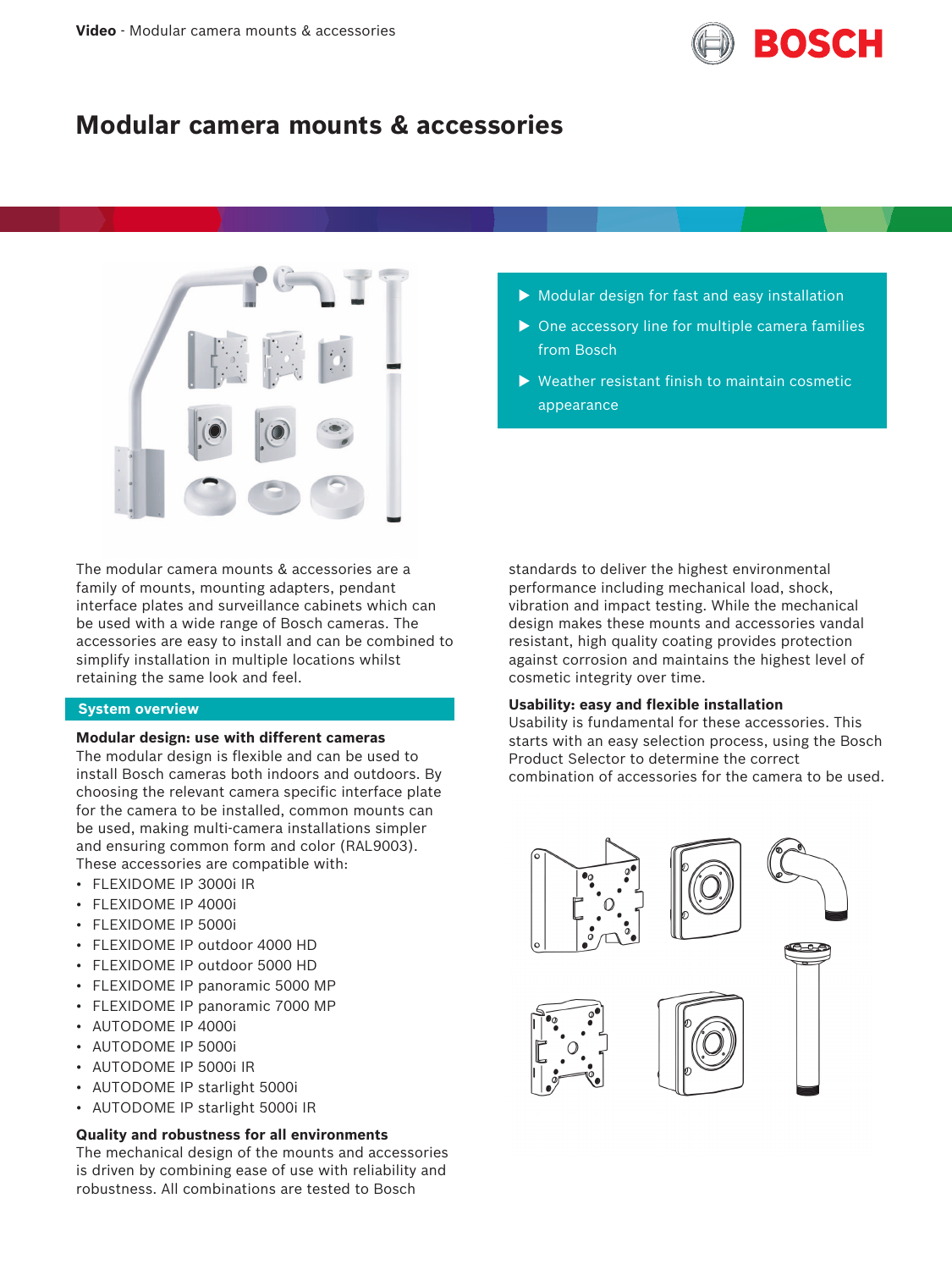# Modular camera mounts & accessories

- Modular design for fast and easy installation
- One accessory line for multiple camera families from Bosch
- Weather resistant finish to maintain cosmetic appearance

The modular camera mounts & accessories are a family of mounts, mounting adapters, pendant interface plates and surveillance cabinets which can be used with a wide range of Bosch cameras. The accessories are easy to install and can be combined to simplify installation in multiple locations whilst retaining the same look and feel.

## System overview

### Modular design: use with different cameras

The modular design is flexible and can be used to install Bosch cameras both indoors and outdoors. By choosing the relevant camera specific interface plate for the camera to be installed, common mounts can be used, making multi-camera installations simpler and ensuring common form and color (RAL9003). These accessories are compatible with:

- FLEXIDOME IP 3000i IR
- FLEXIDOME IP 4000i
- FLEXIDOME IP 5000i
- FLEXIDOME IP outdoor 4000 HD
- FLEXIDOME IP outdoor 5000 HD
- FLEXIDOME IP panoramic 5000 MP
- FLEXIDOME IP panoramic 7000 MP
- AUTODOME IP 4000i
- AUTODOME IP 5000i
- AUTODOME IP 5000i IR
- AUTODOME IP starlight 5000i
- AUTODOME IP starlight 5000i IR

### Quality and robustness for all environments

The mechanical design of the mounts and accessories is driven by combining ease of use with reliability and robustness. All combinations are tested to Bosch standards to deliver the highest environmental performance including mechanical load, shock, vibration and impact testing. While the mechanical design makes these mounts and accessories vandal resistant, high quality coating provides protection against corrosion and maintains the highest level of cosmetic integrity over time.

### Usability: easy and flexible installation

Usability is fundamental for these accessories. This starts with an easy selection process, using the Bosch Product Selector to determine the correct combination of accessories for the camera to be used.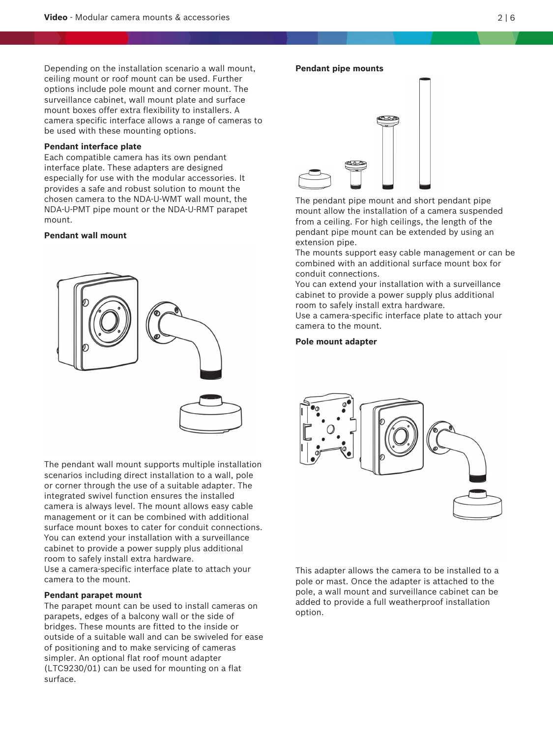Depending on the installation scenario a wall mount, ceiling mount or roof mount can be used. Further options include pole mount and corner mount. The surveillance cabinet, wall mount plate and surface mount boxes offer extra flexibility to installers. A camera specific interface allows a range of cameras to be used with these mounting options.

**Pendant interface plate**

Each compatible camera has its own pendant interface plate. These adapters are designed especially for use with the modular accessories. It provides a safe and robust solution to mount the chosen camera to the NDA-U-WMT wall mount, the NDA-U-PMT pipe mount or the NDA-U-RMT parapet mount.

**Pendant wall mount**

The pendant wall mount supports multiple installation scenarios including direct installation to a wall, pole or corner through the use of a suitable adapter. The integrated swivel function ensures the installed camera is always level. The mount allows easy cable management or it can be combined with additional surface mount boxes to cater for conduit connections.

You can extend your installation with a surveillance cabinet to provide a power supply plus additional room to safely install extra hardware.

Use a camera-specific interface plate to attach your camera to the mount.

**Pendant parapet mount**

The parapet mount can be used to install cameras on parapets, edges of a balcony wall or the side of bridges. These mounts are fitted to the inside or outside of a suitable wall and can be swiveled for ease of positioning and to make servicing of cameras simpler. An optional flat roof mount adapter (LTC9230/01) can be used for mounting on a flat surface.

**Pendant pipe mounts**

The pendant pipe mount and short pendant pipe mount allow the installation of a camera suspended from a ceiling. For high ceilings, the length of the pendant pipe mount can be extended by using an extension pipe.

The mounts support easy cable management or can be combined with an additional surface mount box for conduit connections.

You can extend your installation with a surveillance cabinet to provide a power supply plus additional room to safely install extra hardware.

Use a camera-specific interface plate to attach your camera to the mount.

**Pole mount adapter**

This adapter allows the camera to be installed to a pole or mast. Once the adapter is attached to the pole, a wall mount and surveillance cabinet can be added to provide a full weatherproof installation option.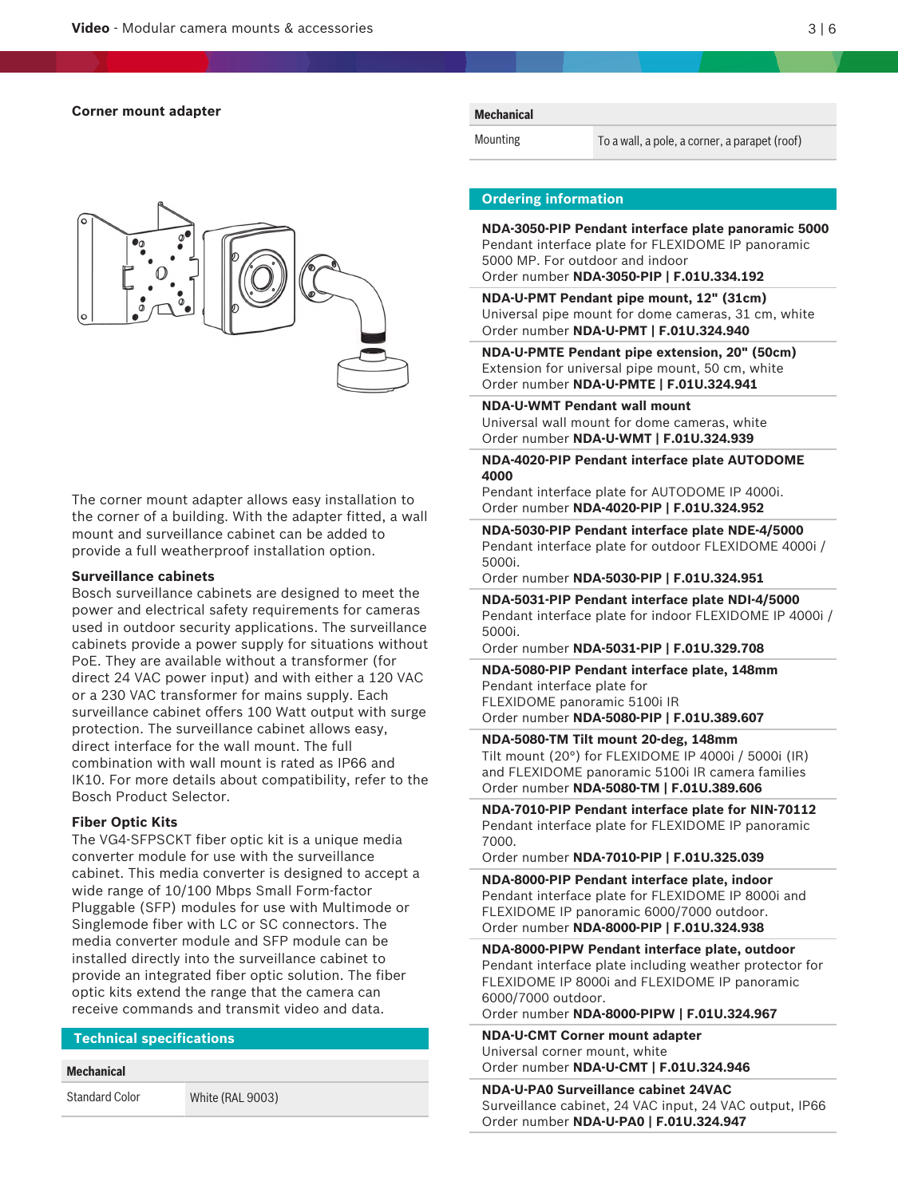### Corner mount adapter

The corner mount adapter allows easy installation to the corner of a building. With the adapter fitted, a wall mount and surveillance cabinet can be added to provide a full weatherproof installation option.

**Surveillance cabinets**

Bosch surveillance cabinets are designed to meet the power and electrical safety requirements for cameras used in outdoor security applications. The surveillance cabinets provide a power supply for situations without PoE. They are available without a transformer (for direct 24 VAC power input) and with either a 120 VAC or a 230 VAC transformer for mains supply. Each surveillance cabinet offers 100 Watt output with surge protection. The surveillance cabinet allows easy, direct interface for the wall mount. The full combination with wall mount is rated as IP66 and IK10. For more details about compatibility, refer to the Bosch Product Selector.

**Fiber Optic Kits**

The VG4-SFPSCKT fiber optic kit is a unique media converter module for use with the surveillance cabinet. This media converter is designed to accept a wide range of 10/100 Mbps Small Form-factor Pluggable (SFP) modules for use with Multimode or Singlemode fiber with LC or SC connectors. The media converter module and SFP module can be installed directly into the surveillance cabinet to provide an integrated fiber optic solution. The fiber optic kits extend the range that the camera can receive commands and transmit video and data.

## Technical specifications

| Mechanical | |
| --- | --- |
| Standard Color | White (RAL 9003) |
| Mounting | To a wall, a pole, a corner, a parapet (roof) |

## Ordering information

**NDA-3050-PIP Pendant interface plate panoramic 5000**
Pendant interface plate for FLEXIDOME IP panoramic 5000 MP. For outdoor and indoor
Order number **NDA-3050-PIP | F.01U.334.192**

**NDA-U-PMT Pendant pipe mount, 12" (31cm)**
Universal pipe mount for dome cameras, 31 cm, white
Order number **NDA-U-PMT | F.01U.324.940**

**NDA-U-PMTE Pendant pipe extension, 20" (50cm)**
Extension for universal pipe mount, 50 cm, white
Order number **NDA-U-PMTE | F.01U.324.941**

**NDA-U-WMT Pendant wall mount**
Universal wall mount for dome cameras, white
Order number **NDA-U-WMT | F.01U.324.939**

**NDA-4020-PIP Pendant interface plate AUTODOME 4000**
Pendant interface plate for AUTODOME IP 4000i.
Order number **NDA-4020-PIP | F.01U.324.952**

**NDA-5030-PIP Pendant interface plate NDE-4/5000**
Pendant interface plate for outdoor FLEXIDOME 4000i / 5000i.
Order number **NDA-5030-PIP | F.01U.324.951**

**NDA-5031-PIP Pendant interface plate NDI-4/5000**
Pendant interface plate for indoor FLEXIDOME IP 4000i / 5000i.
Order number **NDA-5031-PIP | F.01U.329.708**

**NDA-5080-PIP Pendant interface plate, 148mm**
Pendant interface plate for FLEXIDOME panoramic 5100i IR
Order number **NDA-5080-PIP | F.01U.389.607**

**NDA-5080-TM Tilt mount 20-deg, 148mm**
Tilt mount (20°) for FLEXIDOME IP 4000i / 5000i (IR) and FLEXIDOME panoramic 5100i IR camera families
Order number **NDA-5080-TM | F.01U.389.606**

**NDA-7010-PIP Pendant interface plate for NIN-70112**
Pendant interface plate for FLEXIDOME IP panoramic 7000.
Order number **NDA-7010-PIP | F.01U.325.039**

**NDA-8000-PIP Pendant interface plate, indoor**
Pendant interface plate for FLEXIDOME IP 8000i and FLEXIDOME IP panoramic 6000/7000 outdoor.
Order number **NDA-8000-PIP | F.01U.324.938**

**NDA-8000-PIPW Pendant interface plate, outdoor**
Pendant interface plate including weather protector for FLEXIDOME IP 8000i and FLEXIDOME IP panoramic 6000/7000 outdoor.
Order number **NDA-8000-PIPW | F.01U.324.967**

**NDA-U-CMT Corner mount adapter**
Universal corner mount, white
Order number **NDA-U-CMT | F.01U.324.946**

**NDA-U-PA0 Surveillance cabinet 24VAC**
Surveillance cabinet, 24 VAC input, 24 VAC output, IP66
Order number **NDA-U-PA0 | F.01U.324.947**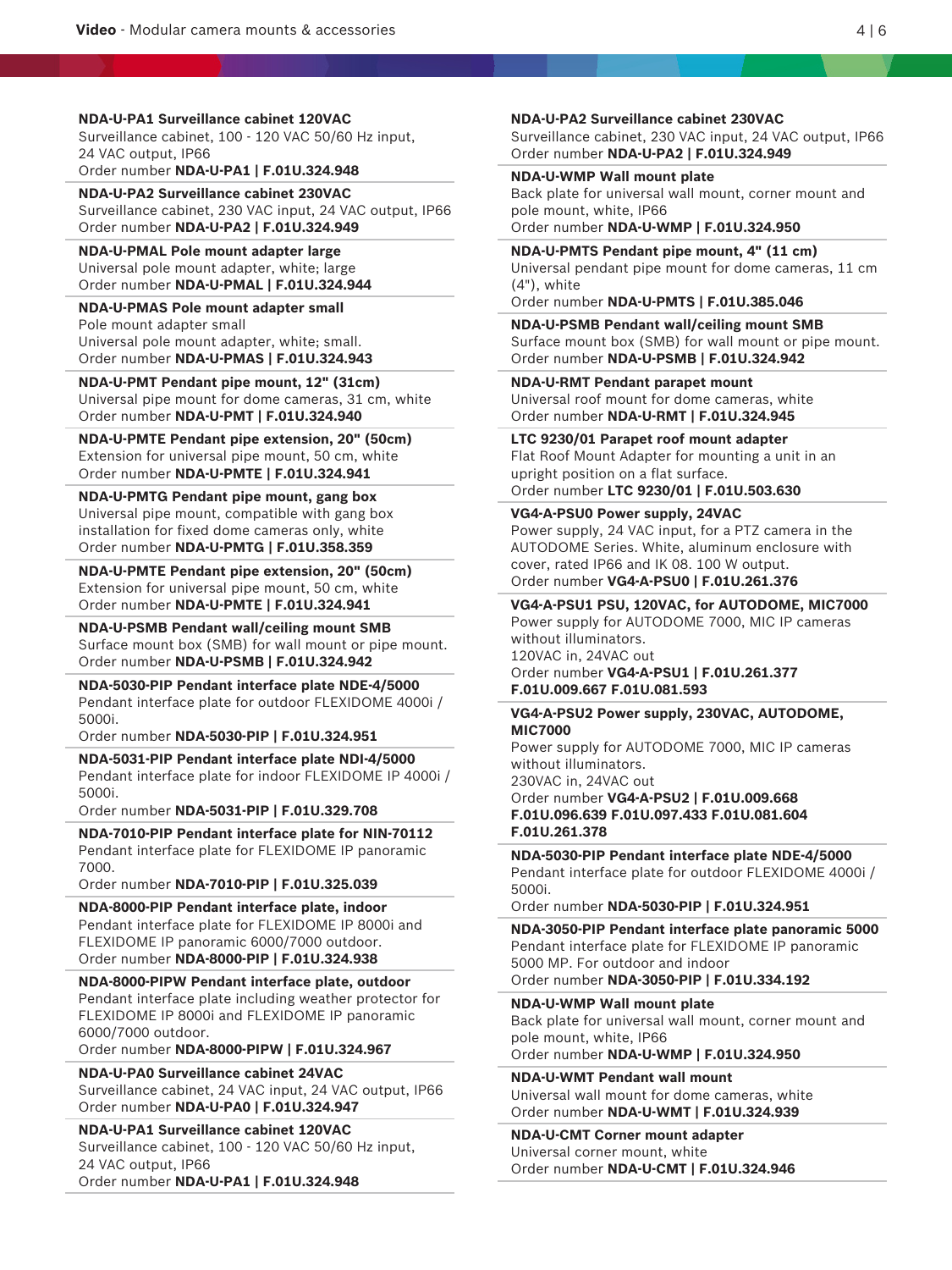**NDA-U-PA1 Surveillance cabinet 120VAC**
Surveillance cabinet, 100 - 120 VAC 50/60 Hz input, 24 VAC output, IP66
Order number **NDA-U-PA1 | F.01U.324.948**

**NDA-U-PA2 Surveillance cabinet 230VAC**
Surveillance cabinet, 230 VAC input, 24 VAC output, IP66
Order number **NDA-U-PA2 | F.01U.324.949**

**NDA-U-PMAL Pole mount adapter large**
Universal pole mount adapter, white; large
Order number **NDA-U-PMAL | F.01U.324.944**

**NDA-U-PMAS Pole mount adapter small**
Pole mount adapter small
Universal pole mount adapter, white; small.
Order number **NDA-U-PMAS | F.01U.324.943**

**NDA-U-PMT Pendant pipe mount, 12" (31cm)**
Universal pipe mount for dome cameras, 31 cm, white
Order number **NDA-U-PMT | F.01U.324.940**

**NDA-U-PMTE Pendant pipe extension, 20" (50cm)**
Extension for universal pipe mount, 50 cm, white
Order number **NDA-U-PMTE | F.01U.324.941**

**NDA-U-PMTG Pendant pipe mount, gang box**
Universal pipe mount, compatible with gang box installation for fixed dome cameras only, white
Order number **NDA-U-PMTG | F.01U.358.359**

**NDA-U-PMTE Pendant pipe extension, 20" (50cm)**
Extension for universal pipe mount, 50 cm, white
Order number **NDA-U-PMTE | F.01U.324.941**

**NDA-U-PSMB Pendant wall/ceiling mount SMB**
Surface mount box (SMB) for wall mount or pipe mount.
Order number **NDA-U-PSMB | F.01U.324.942**

**NDA-5030-PIP Pendant interface plate NDE-4/5000**
Pendant interface plate for outdoor FLEXIDOME 4000i / 5000i.
Order number **NDA-5030-PIP | F.01U.324.951**

**NDA-5031-PIP Pendant interface plate NDI-4/5000**
Pendant interface plate for indoor FLEXIDOME IP 4000i / 5000i.
Order number **NDA-5031-PIP | F.01U.329.708**

**NDA-7010-PIP Pendant interface plate for NIN-70112**
Pendant interface plate for FLEXIDOME IP panoramic 7000.
Order number **NDA-7010-PIP | F.01U.325.039**

**NDA-8000-PIP Pendant interface plate, indoor**
Pendant interface plate for FLEXIDOME IP 8000i and FLEXIDOME IP panoramic 6000/7000 outdoor.
Order number **NDA-8000-PIP | F.01U.324.938**

**NDA-8000-PIPW Pendant interface plate, outdoor**
Pendant interface plate including weather protector for FLEXIDOME IP 8000i and FLEXIDOME IP panoramic 6000/7000 outdoor.
Order number **NDA-8000-PIPW | F.01U.324.967**

**NDA-U-PA0 Surveillance cabinet 24VAC**
Surveillance cabinet, 24 VAC input, 24 VAC output, IP66
Order number **NDA-U-PA0 | F.01U.324.947**

**NDA-U-PA1 Surveillance cabinet 120VAC**
Surveillance cabinet, 100 - 120 VAC 50/60 Hz input, 24 VAC output, IP66
Order number **NDA-U-PA1 | F.01U.324.948**

**NDA-U-PA2 Surveillance cabinet 230VAC**
Surveillance cabinet, 230 VAC input, 24 VAC output, IP66
Order number **NDA-U-PA2 | F.01U.324.949**

**NDA-U-WMP Wall mount plate**
Back plate for universal wall mount, corner mount and pole mount, white, IP66
Order number **NDA-U-WMP | F.01U.324.950**

**NDA-U-PMTS Pendant pipe mount, 4" (11 cm)**
Universal pendant pipe mount for dome cameras, 11 cm (4"), white
Order number **NDA-U-PMTS | F.01U.385.046**

**NDA-U-PSMB Pendant wall/ceiling mount SMB**
Surface mount box (SMB) for wall mount or pipe mount.
Order number **NDA-U-PSMB | F.01U.324.942**

**NDA-U-RMT Pendant parapet mount**
Universal roof mount for dome cameras, white
Order number **NDA-U-RMT | F.01U.324.945**

**LTC 9230/01 Parapet roof mount adapter**
Flat Roof Mount Adapter for mounting a unit in an upright position on a flat surface.
Order number **LTC 9230/01 | F.01U.503.630**

**VG4-A-PSU0 Power supply, 24VAC**
Power supply, 24 VAC input, for a PTZ camera in the AUTODOME Series. White, aluminum enclosure with cover, rated IP66 and IK 08. 100 W output.
Order number **VG4-A-PSU0 | F.01U.261.376**

**VG4-A-PSU1 PSU, 120VAC, for AUTODOME, MIC7000**
Power supply for AUTODOME 7000, MIC IP cameras without illuminators.
120VAC in, 24VAC out
Order number **VG4-A-PSU1 | F.01U.261.377 F.01U.009.667 F.01U.081.593**

**VG4-A-PSU2 Power supply, 230VAC, AUTODOME, MIC7000**
Power supply for AUTODOME 7000, MIC IP cameras without illuminators.
230VAC in, 24VAC out
Order number **VG4-A-PSU2 | F.01U.009.668 F.01U.096.639 F.01U.097.433 F.01U.081.604 F.01U.261.378**

**NDA-5030-PIP Pendant interface plate NDE-4/5000**
Pendant interface plate for outdoor FLEXIDOME 4000i / 5000i.
Order number **NDA-5030-PIP | F.01U.324.951**

**NDA-3050-PIP Pendant interface plate panoramic 5000**
Pendant interface plate for FLEXIDOME IP panoramic 5000 MP. For outdoor and indoor
Order number **NDA-3050-PIP | F.01U.334.192**

**NDA-U-WMP Wall mount plate**
Back plate for universal wall mount, corner mount and pole mount, white, IP66
Order number **NDA-U-WMP | F.01U.324.950**

**NDA-U-WMT Pendant wall mount**
Universal wall mount for dome cameras, white
Order number **NDA-U-WMT | F.01U.324.939**

**NDA-U-CMT Corner mount adapter**
Universal corner mount, white
Order number **NDA-U-CMT | F.01U.324.946**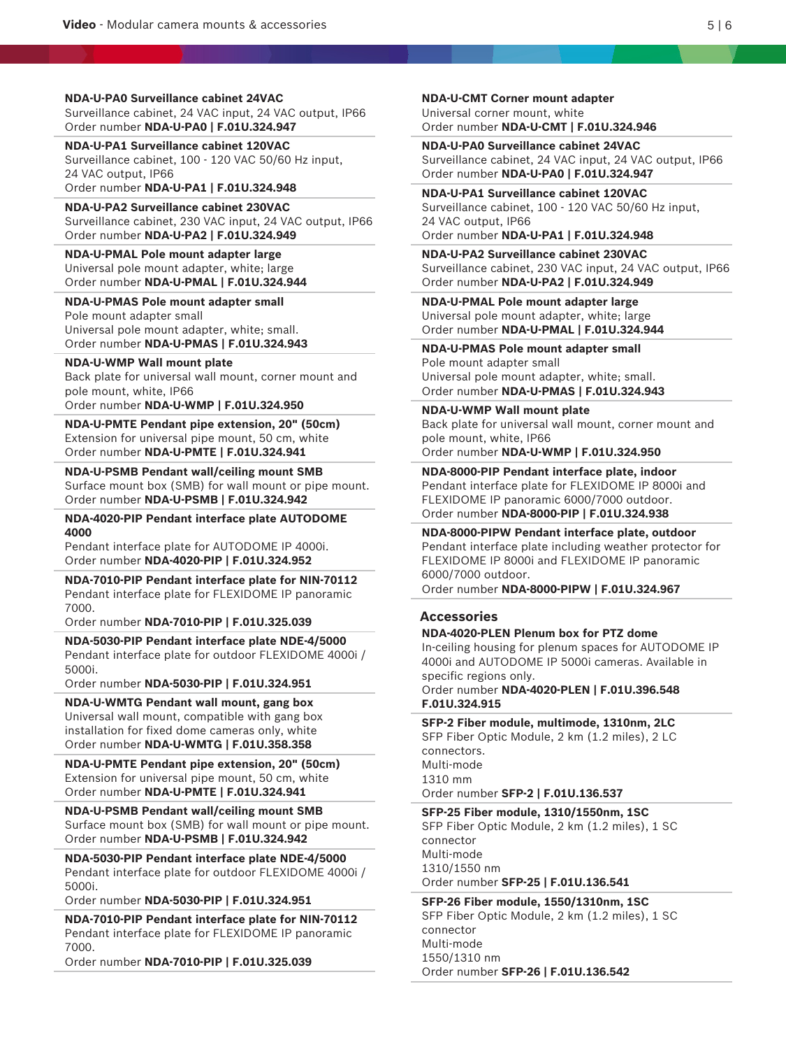**NDA-U-PA0 Surveillance cabinet 24VAC**
Surveillance cabinet, 24 VAC input, 24 VAC output, IP66
Order number **NDA-U-PA0 | F.01U.324.947**

**NDA-U-PA1 Surveillance cabinet 120VAC**
Surveillance cabinet, 100 - 120 VAC 50/60 Hz input, 24 VAC output, IP66
Order number **NDA-U-PA1 | F.01U.324.948**

**NDA-U-PA2 Surveillance cabinet 230VAC**
Surveillance cabinet, 230 VAC input, 24 VAC output, IP66
Order number **NDA-U-PA2 | F.01U.324.949**

**NDA-U-PMAL Pole mount adapter large**
Universal pole mount adapter, white; large
Order number **NDA-U-PMAL | F.01U.324.944**

**NDA-U-PMAS Pole mount adapter small**
Pole mount adapter small
Universal pole mount adapter, white; small.
Order number **NDA-U-PMAS | F.01U.324.943**

**NDA-U-WMP Wall mount plate**
Back plate for universal wall mount, corner mount and pole mount, white, IP66
Order number **NDA-U-WMP | F.01U.324.950**

**NDA-U-PMTE Pendant pipe extension, 20" (50cm)**
Extension for universal pipe mount, 50 cm, white
Order number **NDA-U-PMTE | F.01U.324.941**

**NDA-U-PSMB Pendant wall/ceiling mount SMB**
Surface mount box (SMB) for wall mount or pipe mount.
Order number **NDA-U-PSMB | F.01U.324.942**

**NDA-4020-PIP Pendant interface plate AUTODOME 4000**
Pendant interface plate for AUTODOME IP 4000i.
Order number **NDA-4020-PIP | F.01U.324.952**

**NDA-7010-PIP Pendant interface plate for NIN-70112**
Pendant interface plate for FLEXIDOME IP panoramic 7000.
Order number **NDA-7010-PIP | F.01U.325.039**

**NDA-5030-PIP Pendant interface plate NDE-4/5000**
Pendant interface plate for outdoor FLEXIDOME 4000i / 5000i.
Order number **NDA-5030-PIP | F.01U.324.951**

**NDA-U-WMTG Pendant wall mount, gang box**
Universal wall mount, compatible with gang box installation for fixed dome cameras only, white
Order number **NDA-U-WMTG | F.01U.358.358**

**NDA-U-PMTE Pendant pipe extension, 20" (50cm)**
Extension for universal pipe mount, 50 cm, white
Order number **NDA-U-PMTE | F.01U.324.941**

**NDA-U-PSMB Pendant wall/ceiling mount SMB**
Surface mount box (SMB) for wall mount or pipe mount.
Order number **NDA-U-PSMB | F.01U.324.942**

**NDA-5030-PIP Pendant interface plate NDE-4/5000**
Pendant interface plate for outdoor FLEXIDOME 4000i / 5000i.
Order number **NDA-5030-PIP | F.01U.324.951**

**NDA-7010-PIP Pendant interface plate for NIN-70112**
Pendant interface plate for FLEXIDOME IP panoramic 7000.
Order number **NDA-7010-PIP | F.01U.325.039**

**NDA-U-CMT Corner mount adapter**
Universal corner mount, white
Order number **NDA-U-CMT | F.01U.324.946**

**NDA-U-PA0 Surveillance cabinet 24VAC**
Surveillance cabinet, 24 VAC input, 24 VAC output, IP66
Order number **NDA-U-PA0 | F.01U.324.947**

**NDA-U-PA1 Surveillance cabinet 120VAC**
Surveillance cabinet, 100 - 120 VAC 50/60 Hz input, 24 VAC output, IP66
Order number **NDA-U-PA1 | F.01U.324.948**

**NDA-U-PA2 Surveillance cabinet 230VAC**
Surveillance cabinet, 230 VAC input, 24 VAC output, IP66
Order number **NDA-U-PA2 | F.01U.324.949**

**NDA-U-PMAL Pole mount adapter large**
Universal pole mount adapter, white; large
Order number **NDA-U-PMAL | F.01U.324.944**

**NDA-U-PMAS Pole mount adapter small**
Pole mount adapter small
Universal pole mount adapter, white; small.
Order number **NDA-U-PMAS | F.01U.324.943**

**NDA-U-WMP Wall mount plate**
Back plate for universal wall mount, corner mount and pole mount, white, IP66
Order number **NDA-U-WMP | F.01U.324.950**

**NDA-8000-PIP Pendant interface plate, indoor**
Pendant interface plate for FLEXIDOME IP 8000i and FLEXIDOME IP panoramic 6000/7000 outdoor.
Order number **NDA-8000-PIP | F.01U.324.938**

**NDA-8000-PIPW Pendant interface plate, outdoor**
Pendant interface plate including weather protector for FLEXIDOME IP 8000i and FLEXIDOME IP panoramic 6000/7000 outdoor.
Order number **NDA-8000-PIPW | F.01U.324.967**

## Accessories

**NDA-4020-PLEN Plenum box for PTZ dome**
In-ceiling housing for plenum spaces for AUTODOME IP 4000i and AUTODOME IP 5000i cameras. Available in specific regions only.
Order number **NDA-4020-PLEN | F.01U.396.548 F.01U.324.915**

**SFP-2 Fiber module, multimode, 1310nm, 2LC**
SFP Fiber Optic Module, 2 km (1.2 miles), 2 LC connectors.
Multi-mode
1310 mm
Order number **SFP-2 | F.01U.136.537**

**SFP-25 Fiber module, 1310/1550nm, 1SC**
SFP Fiber Optic Module, 2 km (1.2 miles), 1 SC connector
Multi-mode
1310/1550 nm
Order number **SFP-25 | F.01U.136.541**

**SFP-26 Fiber module, 1550/1310nm, 1SC**
SFP Fiber Optic Module, 2 km (1.2 miles), 1 SC connector
Multi-mode
1550/1310 nm
Order number **SFP-26 | F.01U.136.542**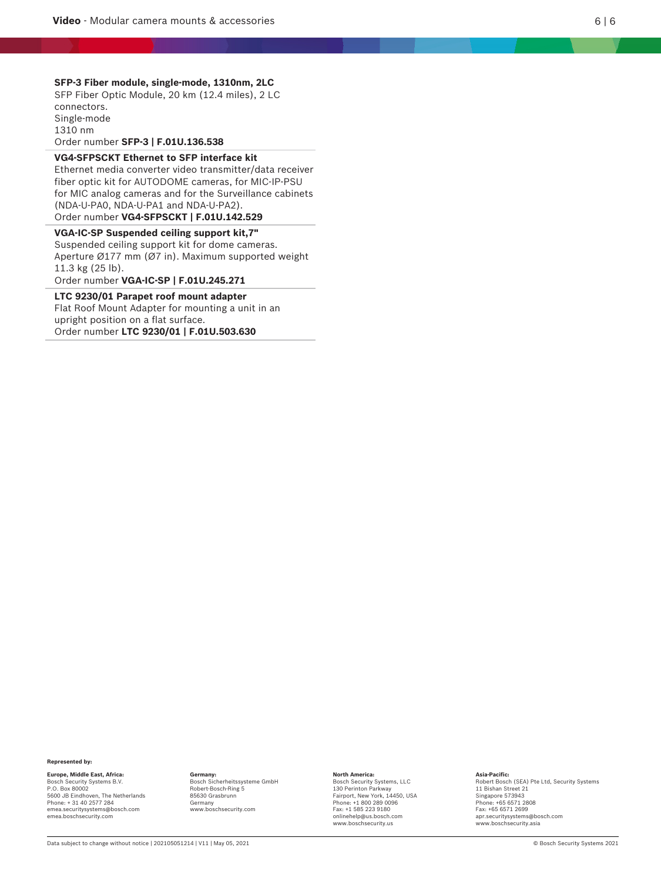**SFP-3 Fiber module, single-mode, 1310nm, 2LC**

SFP Fiber Optic Module, 20 km (12.4 miles), 2 LC connectors.
Single-mode
1310 nm
Order number **SFP-3 | F.01U.136.538**

**VG4-SFPSCKT Ethernet to SFP interface kit**

Ethernet media converter video transmitter/data receiver fiber optic kit for AUTODOME cameras, for MIC-IP-PSU for MIC analog cameras and for the Surveillance cabinets (NDA-U-PA0, NDA-U-PA1 and NDA-U-PA2).
Order number **VG4-SFPSCKT | F.01U.142.529**

**VGA-IC-SP Suspended ceiling support kit,7"**

Suspended ceiling support kit for dome cameras. Aperture Ø177 mm (Ø7 in). Maximum supported weight 11.3 kg (25 lb).
Order number **VGA-IC-SP | F.01U.245.271**

**LTC 9230/01 Parapet roof mount adapter**

Flat Roof Mount Adapter for mounting a unit in an upright position on a flat surface.
Order number **LTC 9230/01 | F.01U.503.630**

**Represented by:**

**Europe, Middle East, Africa:**
Bosch Security Systems B.V.
P.O. Box 80002
5600 JB Eindhoven, The Netherlands
Phone: + 31 40 2577 284
emea.securitysystems@bosch.com
emea.boschsecurity.com

**Germany:**
Bosch Sicherheitssysteme GmbH
Robert-Bosch-Ring 5
85630 Grasbrunn
Germany
www.boschsecurity.com

**North America:**
Bosch Security Systems, LLC
130 Perinton Parkway
Fairport, New York, 14450, USA
Phone: +1 800 289 0096
Fax: +1 585 223 9180
onlinehelp@us.bosch.com
www.boschsecurity.us

**Asia-Pacific:**
Robert Bosch (SEA) Pte Ltd, Security Systems
11 Bishan Street 21
Singapore 573943
Phone: +65 6571 2808
Fax: +65 6571 2699
apr.securitysystems@bosch.com
www.boschsecurity.asia

Data subject to change without notice | 202105051214 | V11 | May 05, 2021

© Bosch Security Systems 2021